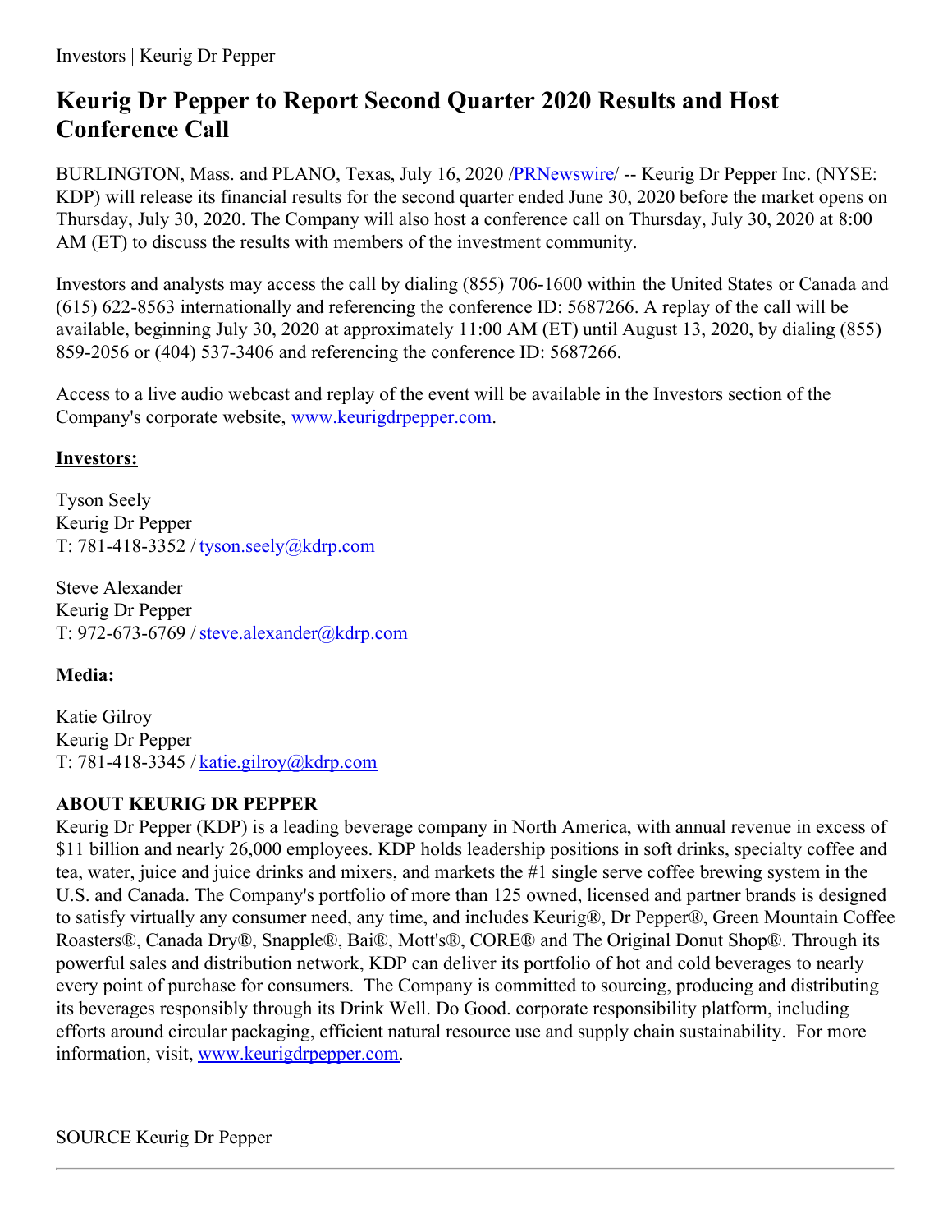# Keurig Dr Pepper to Report Second Quarter 2020 Results and Host Conference Call

BURLINGTON, Mass. and PLANO, Texas, July 16, 2020 /PRNewswire/ -- Keurig Dr Pepper Inc. (NYSE: KDP) will release its financial results for the second quarter ended June 30, 2020 before the market opens on Thursday, July 30, 2020. The Company will also host a conference call on Thursday, July 30, 2020 at 8:00 AM (ET) to discuss the results with members of the investment community.

Investors and analysts may access the call by dialing (855) 706-1600 within the United States or Canada and (615) 622-8563 internationally and referencing the conference ID: 5687266. A replay of the call will be available, beginning July 30, 2020 at approximately 11:00 AM (ET) until August 13, 2020, by dialing (855) 859-2056 or (404) 537-3406 and referencing the conference ID: 5687266.

Access to a live audio webcast and replay of the event will be available in the Investors section of the Company's corporate website, www.keurigdrpepper.com.

**Investors:**

Tyson Seely
Keurig Dr Pepper
T: 781-418-3352 / tyson.seely@kdrp.com

Steve Alexander
Keurig Dr Pepper
T: 972-673-6769 / steve.alexander@kdrp.com

**Media:**

Katie Gilroy
Keurig Dr Pepper
T: 781-418-3345 / katie.gilroy@kdrp.com

**ABOUT KEURIG DR PEPPER**

Keurig Dr Pepper (KDP) is a leading beverage company in North America, with annual revenue in excess of $11 billion and nearly 26,000 employees. KDP holds leadership positions in soft drinks, specialty coffee and tea, water, juice and juice drinks and mixers, and markets the #1 single serve coffee brewing system in the U.S. and Canada. The Company's portfolio of more than 125 owned, licensed and partner brands is designed to satisfy virtually any consumer need, any time, and includes Keurig®, Dr Pepper®, Green Mountain Coffee Roasters®, Canada Dry®, Snapple®, Bai®, Mott's®, CORE® and The Original Donut Shop®. Through its powerful sales and distribution network, KDP can deliver its portfolio of hot and cold beverages to nearly every point of purchase for consumers. The Company is committed to sourcing, producing and distributing its beverages responsibly through its Drink Well. Do Good. corporate responsibility platform, including efforts around circular packaging, efficient natural resource use and supply chain sustainability. For more information, visit, www.keurigdrpepper.com.

SOURCE Keurig Dr Pepper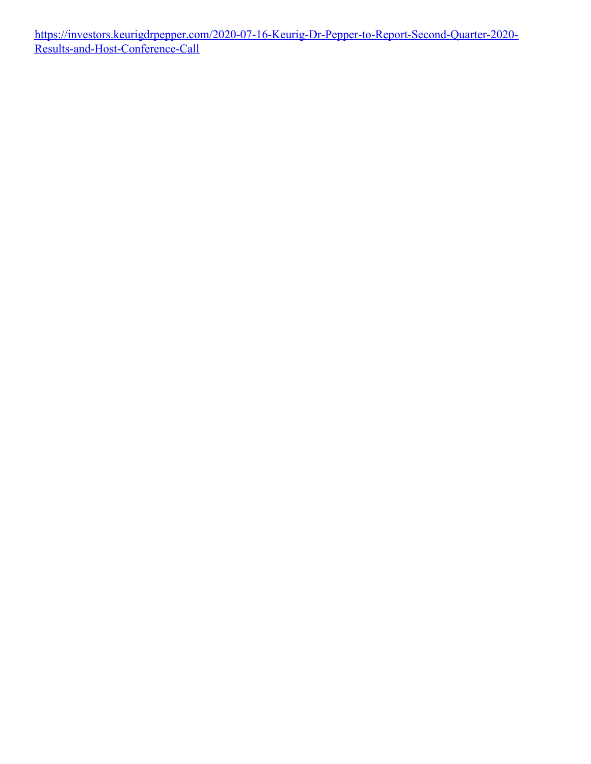https://investors.keurigdrpepper.com/2020-07-16-Keurig-Dr-Pepper-to-Report-Second-Quarter-2020-Results-and-Host-Conference-Call